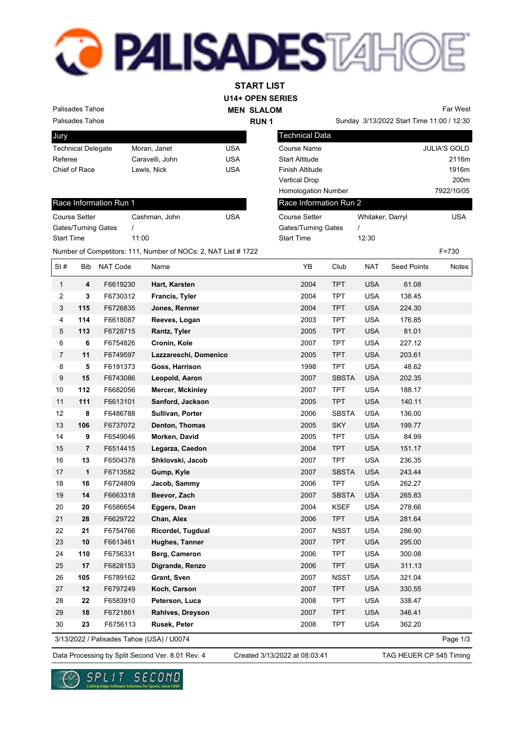# START LIST

## U14+ OPEN SERIES

## MEN SLALOM

## RUN 1

Palisades Tahoe
Palisades Tahoe

Far West
Sunday 3/13/2022 Start Time 11:00 / 12:30

| Jury | | |
|---|---|---|
| Technical Delegate | Moran, Janet | USA |
| Referee | Caravelli, John | USA |
| Chief of Race | Lewis, Nick | USA |

| Technical Data | |
|---|---|
| Course Name | JULIA'S GOLD |
| Start Altitude | 2116m |
| Finish Altitude | 1916m |
| Vertical Drop | 200m |
| Homologation Number | 7922/10/05 |

| Race Information Run 1 | | |
|---|---|---|
| Course Setter | Cashman, John | USA |
| Gates/Turning Gates | / | |
| Start Time | 11:00 | |

| Race Information Run 2 | | |
|---|---|---|
| Course Setter | Whitaker, Darryl | USA |
| Gates/Turning Gates | / | |
| Start Time | 12:30 | |

Number of Competitors: 111, Number of NOCs: 2, NAT List # 1722 F=730

| St # | Bib | NAT Code | Name | YB | Club | NAT | Seed Points | Notes |
|---|---|---|---|---|---|---|---|---|
| 1 | **4** | F6619230 | **Hart, Karsten** | 2004 | TPT | USA | 61.08 | |
| 2 | **3** | F6730312 | **Francis, Tyler** | 2004 | TPT | USA | 138.45 | |
| 3 | **115** | F6726835 | **Jones, Renner** | 2004 | TPT | USA | 224.30 | |
| 4 | **114** | F6618087 | **Reeves, Logan** | 2003 | TPT | USA | 176.85 | |
| 5 | **113** | F6728715 | **Rantz, Tyler** | 2005 | TPT | USA | 81.01 | |
| 6 | **6** | F6754826 | **Cronin, Kole** | 2007 | TPT | USA | 227.12 | |
| 7 | **11** | F6749597 | **Lazzareschi, Domenico** | 2005 | TPT | USA | 203.61 | |
| 8 | **5** | F6191373 | **Goss, Harrison** | 1998 | TPT | USA | 48.62 | |
| 9 | **15** | F6743086 | **Leopold, Aaron** | 2007 | SBSTA | USA | 202.35 | |
| 10 | **112** | F6682056 | **Mercer, Mckinley** | 2007 | TPT | USA | 188.17 | |
| 11 | **111** | F6613101 | **Sanford, Jackson** | 2005 | TPT | USA | 140.11 | |
| 12 | **8** | F6486788 | **Sullivan, Porter** | 2006 | SBSTA | USA | 136.00 | |
| 13 | **106** | F6737072 | **Denton, Thomas** | 2005 | SKY | USA | 199.77 | |
| 14 | **9** | F6549046 | **Morken, David** | 2005 | TPT | USA | 84.99 | |
| 15 | **7** | F6514415 | **Legarza, Caedon** | 2004 | TPT | USA | 151.17 | |
| 16 | **13** | F6504378 | **Shklovski, Jacob** | 2007 | TPT | USA | 236.35 | |
| 17 | **1** | F6713582 | **Gump, Kyle** | 2007 | SBSTA | USA | 243.44 | |
| 18 | **16** | F6724809 | **Jacob, Sammy** | 2006 | TPT | USA | 262.27 | |
| 19 | **14** | F6663318 | **Beevor, Zach** | 2007 | SBSTA | USA | 265.83 | |
| 20 | **20** | F6586654 | **Eggers, Dean** | 2004 | KSEF | USA | 278.66 | |
| 21 | **28** | F6629722 | **Chan, Alex** | 2006 | TPT | USA | 281.64 | |
| 22 | **21** | F6754766 | **Ricordel, Tugdual** | 2007 | NSST | USA | 286.90 | |
| 23 | **10** | F6613461 | **Hughes, Tanner** | 2007 | TPT | USA | 295.00 | |
| 24 | **110** | F6756331 | **Berg, Cameron** | 2006 | TPT | USA | 300.08 | |
| 25 | **17** | F6828153 | **Digrande, Renzo** | 2006 | TPT | USA | 311.13 | |
| 26 | **105** | F6789162 | **Grant, Sven** | 2007 | NSST | USA | 321.04 | |
| 27 | **12** | F6797249 | **Koch, Carson** | 2007 | TPT | USA | 330.55 | |
| 28 | **22** | F6583910 | **Peterson, Luca** | 2008 | TPT | USA | 338.47 | |
| 29 | **18** | F6721861 | **Rahlves, Dreyson** | 2007 | TPT | USA | 346.41 | |
| 30 | **23** | F6756113 | **Rusek, Peter** | 2008 | TPT | USA | 362.20 | |

3/13/2022 / Palisades Tahoe (USA) / U0074

Data Processing by Split Second Ver. 8.01 Rev. 4 Created 3/13/2022 at 08:03:41 TAG HEUER CP 545 Timing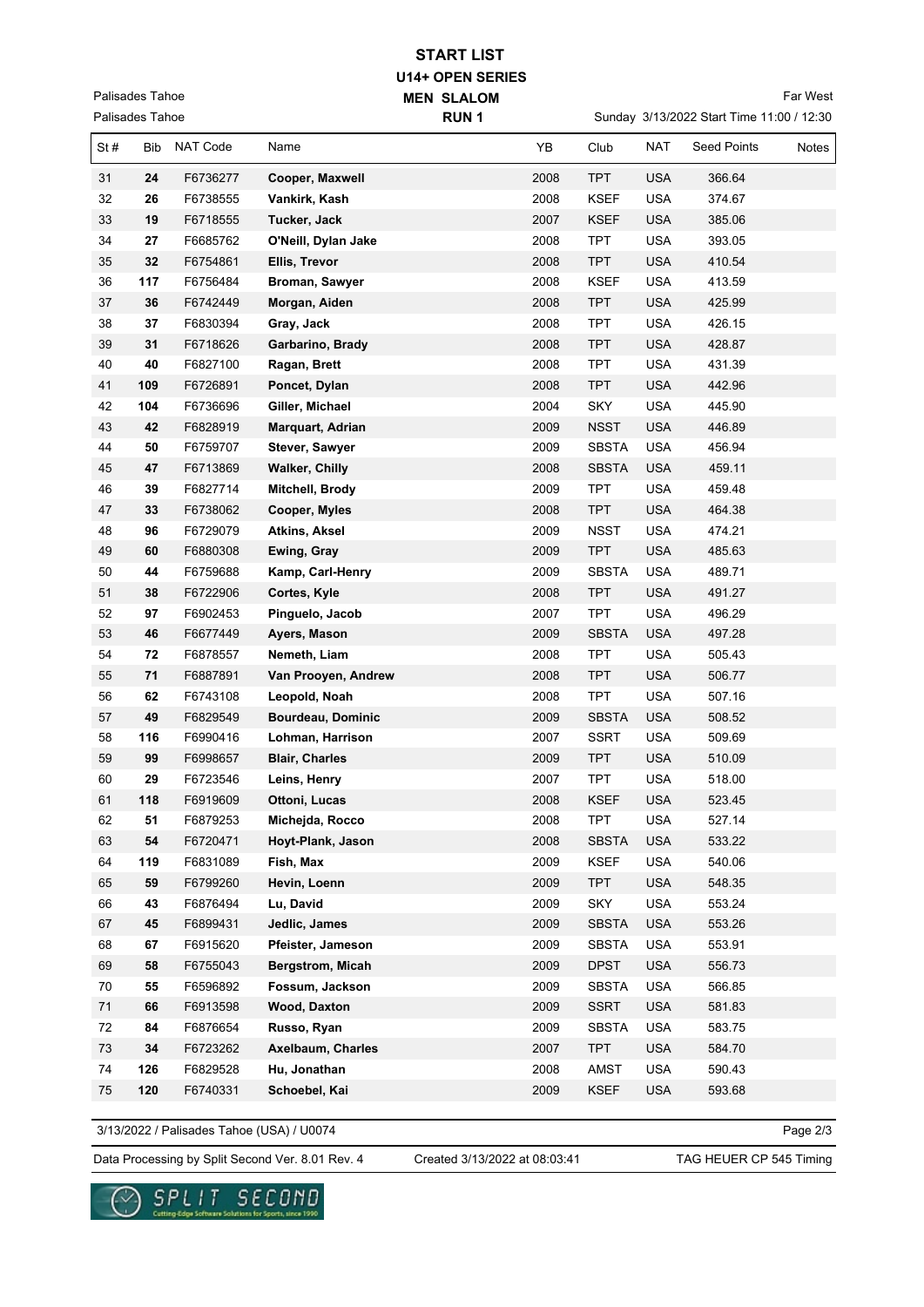# START LIST

## U14+ OPEN SERIES

### MEN SLALOM

### RUN 1

Palisades Tahoe
Palisades Tahoe

Far West
Sunday 3/13/2022 Start Time 11:00 / 12:30

| St # | Bib | NAT Code | Name | YB | Club | NAT | Seed Points | Notes |
|---|---|---|---|---|---|---|---|---|
| 31 | **24** | F6736277 | **Cooper, Maxwell** | 2008 | TPT | USA | 366.64 | |
| 32 | **26** | F6738555 | **Vankirk, Kash** | 2008 | KSEF | USA | 374.67 | |
| 33 | **19** | F6718555 | **Tucker, Jack** | 2007 | KSEF | USA | 385.06 | |
| 34 | **27** | F6685762 | **O'Neill, Dylan Jake** | 2008 | TPT | USA | 393.05 | |
| 35 | **32** | F6754861 | **Ellis, Trevor** | 2008 | TPT | USA | 410.54 | |
| 36 | **117** | F6756484 | **Broman, Sawyer** | 2008 | KSEF | USA | 413.59 | |
| 37 | **36** | F6742449 | **Morgan, Aiden** | 2008 | TPT | USA | 425.99 | |
| 38 | **37** | F6830394 | **Gray, Jack** | 2008 | TPT | USA | 426.15 | |
| 39 | **31** | F6718626 | **Garbarino, Brady** | 2008 | TPT | USA | 428.87 | |
| 40 | **40** | F6827100 | **Ragan, Brett** | 2008 | TPT | USA | 431.39 | |
| 41 | **109** | F6726891 | **Poncet, Dylan** | 2008 | TPT | USA | 442.96 | |
| 42 | **104** | F6736696 | **Giller, Michael** | 2004 | SKY | USA | 445.90 | |
| 43 | **42** | F6828919 | **Marquart, Adrian** | 2009 | NSST | USA | 446.89 | |
| 44 | **50** | F6759707 | **Stever, Sawyer** | 2009 | SBSTA | USA | 456.94 | |
| 45 | **47** | F6713869 | **Walker, Chilly** | 2008 | SBSTA | USA | 459.11 | |
| 46 | **39** | F6827714 | **Mitchell, Brody** | 2009 | TPT | USA | 459.48 | |
| 47 | **33** | F6738062 | **Cooper, Myles** | 2008 | TPT | USA | 464.38 | |
| 48 | **96** | F6729079 | **Atkins, Aksel** | 2009 | NSST | USA | 474.21 | |
| 49 | **60** | F6880308 | **Ewing, Gray** | 2009 | TPT | USA | 485.63 | |
| 50 | **44** | F6759688 | **Kamp, Carl-Henry** | 2009 | SBSTA | USA | 489.71 | |
| 51 | **38** | F6722906 | **Cortes, Kyle** | 2008 | TPT | USA | 491.27 | |
| 52 | **97** | F6902453 | **Pinguelo, Jacob** | 2007 | TPT | USA | 496.29 | |
| 53 | **46** | F6677449 | **Ayers, Mason** | 2009 | SBSTA | USA | 497.28 | |
| 54 | **72** | F6878557 | **Nemeth, Liam** | 2008 | TPT | USA | 505.43 | |
| 55 | **71** | F6887891 | **Van Prooyen, Andrew** | 2008 | TPT | USA | 506.77 | |
| 56 | **62** | F6743108 | **Leopold, Noah** | 2008 | TPT | USA | 507.16 | |
| 57 | **49** | F6829549 | **Bourdeau, Dominic** | 2009 | SBSTA | USA | 508.52 | |
| 58 | **116** | F6990416 | **Lohman, Harrison** | 2007 | SSRT | USA | 509.69 | |
| 59 | **99** | F6998657 | **Blair, Charles** | 2009 | TPT | USA | 510.09 | |
| 60 | **29** | F6723546 | **Leins, Henry** | 2007 | TPT | USA | 518.00 | |
| 61 | **118** | F6919609 | **Ottoni, Lucas** | 2008 | KSEF | USA | 523.45 | |
| 62 | **51** | F6879253 | **Michejda, Rocco** | 2008 | TPT | USA | 527.14 | |
| 63 | **54** | F6720471 | **Hoyt-Plank, Jason** | 2008 | SBSTA | USA | 533.22 | |
| 64 | **119** | F6831089 | **Fish, Max** | 2009 | KSEF | USA | 540.06 | |
| 65 | **59** | F6799260 | **Hevin, Loenn** | 2009 | TPT | USA | 548.35 | |
| 66 | **43** | F6876494 | **Lu, David** | 2009 | SKY | USA | 553.24 | |
| 67 | **45** | F6899431 | **Jedlic, James** | 2009 | SBSTA | USA | 553.26 | |
| 68 | **67** | F6915620 | **Pfeister, Jameson** | 2009 | SBSTA | USA | 553.91 | |
| 69 | **58** | F6755043 | **Bergstrom, Micah** | 2009 | DPST | USA | 556.73 | |
| 70 | **55** | F6596892 | **Fossum, Jackson** | 2009 | SBSTA | USA | 566.85 | |
| 71 | **66** | F6913598 | **Wood, Daxton** | 2009 | SSRT | USA | 581.83 | |
| 72 | **84** | F6876654 | **Russo, Ryan** | 2009 | SBSTA | USA | 583.75 | |
| 73 | **34** | F6723262 | **Axelbaum, Charles** | 2007 | TPT | USA | 584.70 | |
| 74 | **126** | F6829528 | **Hu, Jonathan** | 2008 | AMST | USA | 590.43 | |
| 75 | **120** | F6740331 | **Schoebel, Kai** | 2009 | KSEF | USA | 593.68 | |

3/13/2022 / Palisades Tahoe (USA) / U0074

Data Processing by Split Second Ver. 8.01 Rev. 4 | Created 3/13/2022 at 08:03:41 | TAG HEUER CP 545 Timing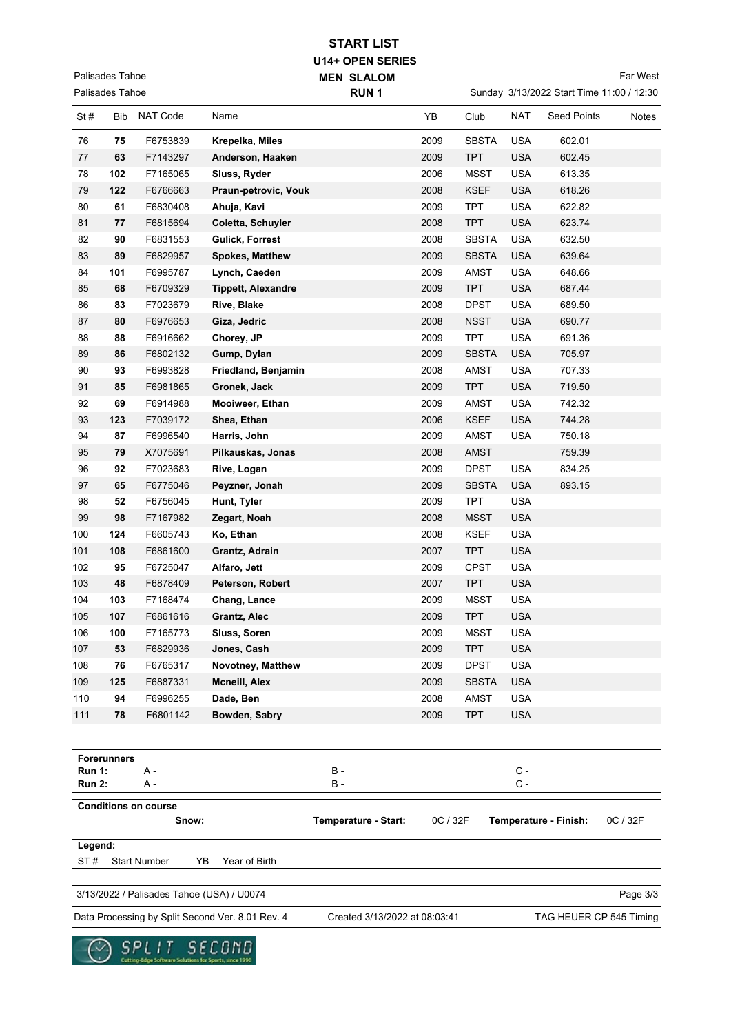# START LIST

## U14+ OPEN SERIES

## MEN SLALOM

## RUN 1

Palisades Tahoe

Palisades Tahoe

Far West

Sunday 3/13/2022 Start Time 11:00 / 12:30

| St # | Bib | NAT Code | Name | YB | Club | NAT | Seed Points | Notes |
|---|---|---|---|---|---|---|---|---|
| 76 | **75** | F6753839 | **Krepelka, Miles** | 2009 | SBSTA | USA | 602.01 | |
| 77 | **63** | F7143297 | **Anderson, Haaken** | 2009 | TPT | USA | 602.45 | |
| 78 | **102** | F7165065 | **Sluss, Ryder** | 2006 | MSST | USA | 613.35 | |
| 79 | **122** | F6766663 | **Praun-petrovic, Vouk** | 2008 | KSEF | USA | 618.26 | |
| 80 | **61** | F6830408 | **Ahuja, Kavi** | 2009 | TPT | USA | 622.82 | |
| 81 | **77** | F6815694 | **Coletta, Schuyler** | 2008 | TPT | USA | 623.74 | |
| 82 | **90** | F6831553 | **Gulick, Forrest** | 2008 | SBSTA | USA | 632.50 | |
| 83 | **89** | F6829957 | **Spokes, Matthew** | 2009 | SBSTA | USA | 639.64 | |
| 84 | **101** | F6995787 | **Lynch, Caeden** | 2009 | AMST | USA | 648.66 | |
| 85 | **68** | F6709329 | **Tippett, Alexandre** | 2009 | TPT | USA | 687.44 | |
| 86 | **83** | F7023679 | **Rive, Blake** | 2008 | DPST | USA | 689.50 | |
| 87 | **80** | F6976653 | **Giza, Jedric** | 2008 | NSST | USA | 690.77 | |
| 88 | **88** | F6916662 | **Chorey, JP** | 2009 | TPT | USA | 691.36 | |
| 89 | **86** | F6802132 | **Gump, Dylan** | 2009 | SBSTA | USA | 705.97 | |
| 90 | **93** | F6993828 | **Friedland, Benjamin** | 2008 | AMST | USA | 707.33 | |
| 91 | **85** | F6981865 | **Gronek, Jack** | 2009 | TPT | USA | 719.50 | |
| 92 | **69** | F6914988 | **Mooiweer, Ethan** | 2009 | AMST | USA | 742.32 | |
| 93 | **123** | F7039172 | **Shea, Ethan** | 2006 | KSEF | USA | 744.28 | |
| 94 | **87** | F6996540 | **Harris, John** | 2009 | AMST | USA | 750.18 | |
| 95 | **79** | X7075691 | **Pilkauskas, Jonas** | 2008 | AMST | | 759.39 | |
| 96 | **92** | F7023683 | **Rive, Logan** | 2009 | DPST | USA | 834.25 | |
| 97 | **65** | F6775046 | **Peyzner, Jonah** | 2009 | SBSTA | USA | 893.15 | |
| 98 | **52** | F6756045 | **Hunt, Tyler** | 2009 | TPT | USA | | |
| 99 | **98** | F7167982 | **Zegart, Noah** | 2008 | MSST | USA | | |
| 100 | **124** | F6605743 | **Ko, Ethan** | 2008 | KSEF | USA | | |
| 101 | **108** | F6861600 | **Grantz, Adrain** | 2007 | TPT | USA | | |
| 102 | **95** | F6725047 | **Alfaro, Jett** | 2009 | CPST | USA | | |
| 103 | **48** | F6878409 | **Peterson, Robert** | 2007 | TPT | USA | | |
| 104 | **103** | F7168474 | **Chang, Lance** | 2009 | MSST | USA | | |
| 105 | **107** | F6861616 | **Grantz, Alec** | 2009 | TPT | USA | | |
| 106 | **100** | F7165773 | **Sluss, Soren** | 2009 | MSST | USA | | |
| 107 | **53** | F6829936 | **Jones, Cash** | 2009 | TPT | USA | | |
| 108 | **76** | F6765317 | **Novotney, Matthew** | 2009 | DPST | USA | | |
| 109 | **125** | F6887331 | **Mcneill, Alex** | 2009 | SBSTA | USA | | |
| 110 | **94** | F6996255 | **Dade, Ben** | 2008 | AMST | USA | | |
| 111 | **78** | F6801142 | **Bowden, Sabry** | 2009 | TPT | USA | | |

| **Forerunners** | | | |
|---|---|---|---|
| **Run 1:** | A - | B - | C - |
| **Run 2:** | A - | B - | C - |

**Conditions on course**

| Snow: | | Temperature - Start: | 0C / 32F | Temperature - Finish: | 0C / 32F |
|---|---|---|---|---|---|

**Legend:**

ST # Start Number YB Year of Birth

3/13/2022 / Palisades Tahoe (USA) / U0074

Data Processing by Split Second Ver. 8.01 Rev. 4 | Created 3/13/2022 at 08:03:41 | TAG HEUER CP 545 Timing